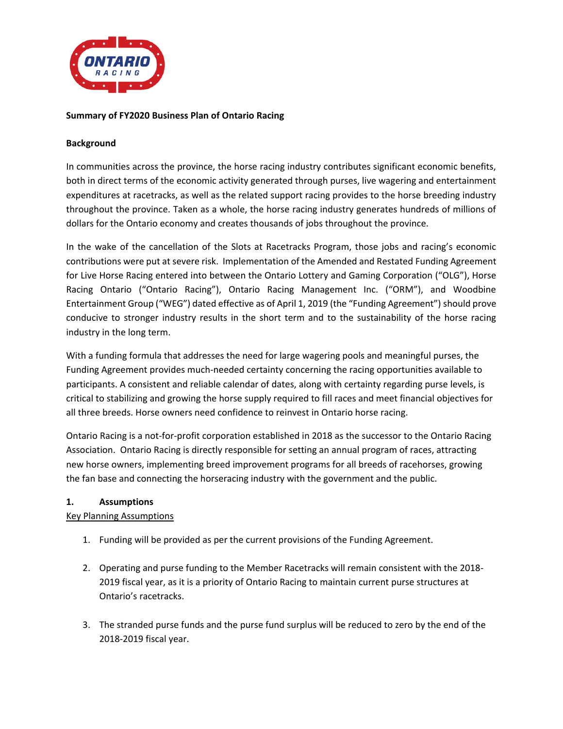**Summary of FY2020 Business Plan of Ontario Racing**

**Background**

In communities across the province, the horse racing industry contributes significant economic benefits, both in direct terms of the economic activity generated through purses, live wagering and entertainment expenditures at racetracks, as well as the related support racing provides to the horse breeding industry throughout the province. Taken as a whole, the horse racing industry generates hundreds of millions of dollars for the Ontario economy and creates thousands of jobs throughout the province.

In the wake of the cancellation of the Slots at Racetracks Program, those jobs and racing's economic contributions were put at severe risk. Implementation of the Amended and Restated Funding Agreement for Live Horse Racing entered into between the Ontario Lottery and Gaming Corporation ("OLG"), Horse Racing Ontario ("Ontario Racing"), Ontario Racing Management Inc. ("ORM"), and Woodbine Entertainment Group ("WEG") dated effective as of April 1, 2019 (the "Funding Agreement") should prove conducive to stronger industry results in the short term and to the sustainability of the horse racing industry in the long term.

With a funding formula that addresses the need for large wagering pools and meaningful purses, the Funding Agreement provides much-needed certainty concerning the racing opportunities available to participants. A consistent and reliable calendar of dates, along with certainty regarding purse levels, is critical to stabilizing and growing the horse supply required to fill races and meet financial objectives for all three breeds. Horse owners need confidence to reinvest in Ontario horse racing.

Ontario Racing is a not-for-profit corporation established in 2018 as the successor to the Ontario Racing Association. Ontario Racing is directly responsible for setting an annual program of races, attracting new horse owners, implementing breed improvement programs for all breeds of racehorses, growing the fan base and connecting the horseracing industry with the government and the public.

**1. Assumptions**

Key Planning Assumptions

1. Funding will be provided as per the current provisions of the Funding Agreement.
2. Operating and purse funding to the Member Racetracks will remain consistent with the 2018-2019 fiscal year, as it is a priority of Ontario Racing to maintain current purse structures at Ontario's racetracks.
3. The stranded purse funds and the purse fund surplus will be reduced to zero by the end of the 2018-2019 fiscal year.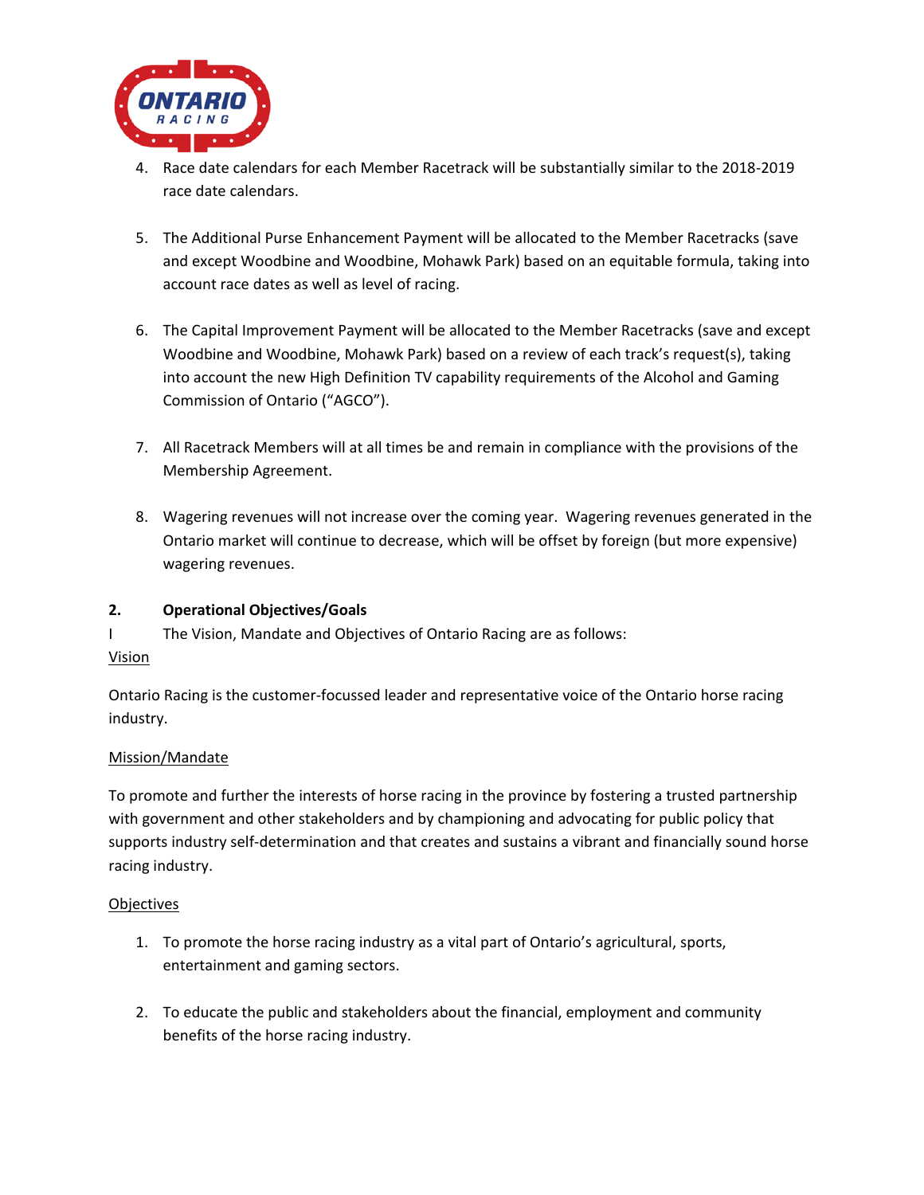4. Race date calendars for each Member Racetrack will be substantially similar to the 2018-2019 race date calendars.

5. The Additional Purse Enhancement Payment will be allocated to the Member Racetracks (save and except Woodbine and Woodbine, Mohawk Park) based on an equitable formula, taking into account race dates as well as level of racing.

6. The Capital Improvement Payment will be allocated to the Member Racetracks (save and except Woodbine and Woodbine, Mohawk Park) based on a review of each track's request(s), taking into account the new High Definition TV capability requirements of the Alcohol and Gaming Commission of Ontario ("AGCO").

7. All Racetrack Members will at all times be and remain in compliance with the provisions of the Membership Agreement.

8. Wagering revenues will not increase over the coming year. Wagering revenues generated in the Ontario market will continue to decrease, which will be offset by foreign (but more expensive) wagering revenues.

## 2. Operational Objectives/Goals

I The Vision, Mandate and Objectives of Ontario Racing are as follows:

<u>Vision</u>

Ontario Racing is the customer-focussed leader and representative voice of the Ontario horse racing industry.

<u>Mission/Mandate</u>

To promote and further the interests of horse racing in the province by fostering a trusted partnership with government and other stakeholders and by championing and advocating for public policy that supports industry self-determination and that creates and sustains a vibrant and financially sound horse racing industry.

<u>Objectives</u>

1. To promote the horse racing industry as a vital part of Ontario's agricultural, sports, entertainment and gaming sectors.

2. To educate the public and stakeholders about the financial, employment and community benefits of the horse racing industry.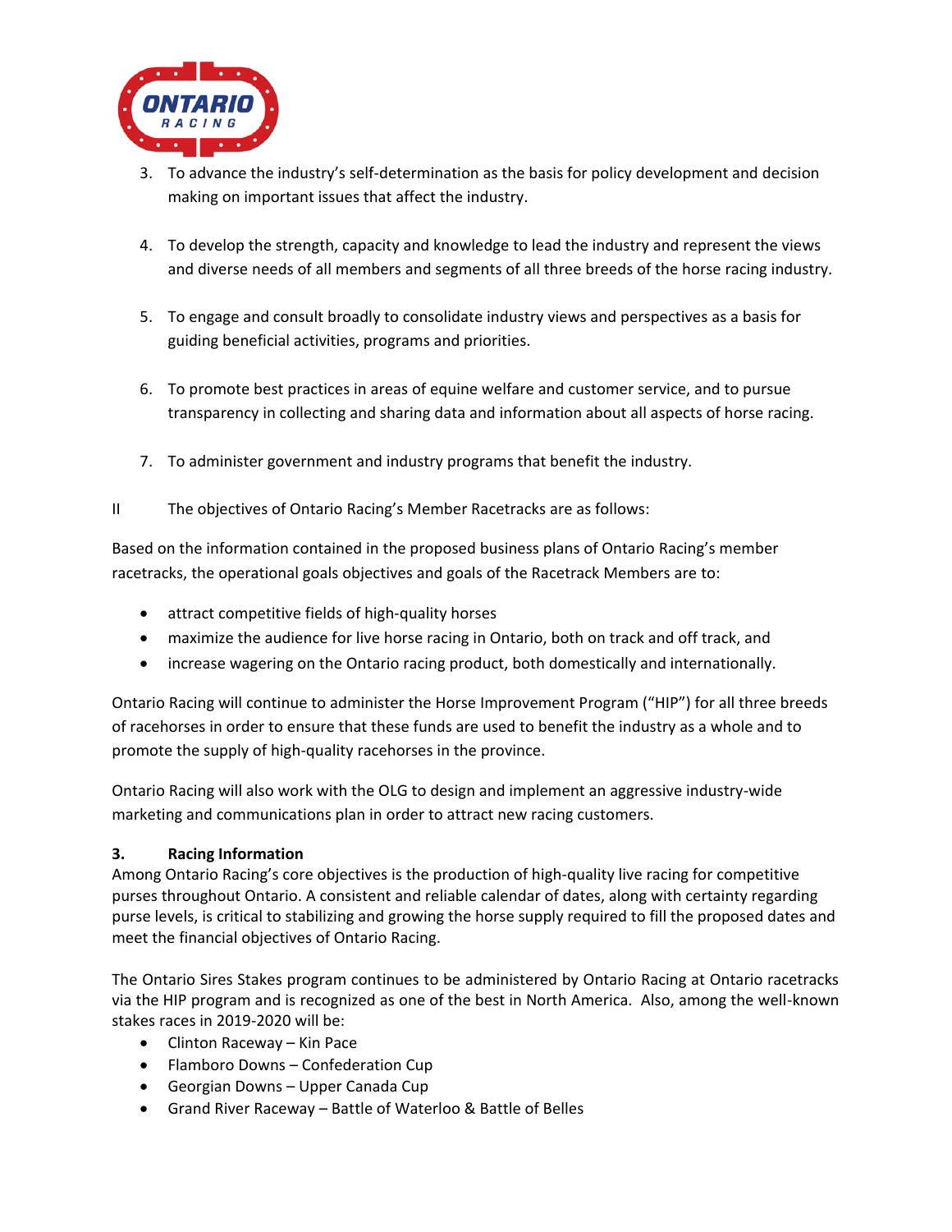3. To advance the industry's self-determination as the basis for policy development and decision making on important issues that affect the industry.

4. To develop the strength, capacity and knowledge to lead the industry and represent the views and diverse needs of all members and segments of all three breeds of the horse racing industry.

5. To engage and consult broadly to consolidate industry views and perspectives as a basis for guiding beneficial activities, programs and priorities.

6. To promote best practices in areas of equine welfare and customer service, and to pursue transparency in collecting and sharing data and information about all aspects of horse racing.

7. To administer government and industry programs that benefit the industry.

II The objectives of Ontario Racing's Member Racetracks are as follows:

Based on the information contained in the proposed business plans of Ontario Racing's member racetracks, the operational goals objectives and goals of the Racetrack Members are to:

- attract competitive fields of high-quality horses
- maximize the audience for live horse racing in Ontario, both on track and off track, and
- increase wagering on the Ontario racing product, both domestically and internationally.

Ontario Racing will continue to administer the Horse Improvement Program ("HIP") for all three breeds of racehorses in order to ensure that these funds are used to benefit the industry as a whole and to promote the supply of high-quality racehorses in the province.

Ontario Racing will also work with the OLG to design and implement an aggressive industry-wide marketing and communications plan in order to attract new racing customers.

### 3. Racing Information

Among Ontario Racing's core objectives is the production of high-quality live racing for competitive purses throughout Ontario. A consistent and reliable calendar of dates, along with certainty regarding purse levels, is critical to stabilizing and growing the horse supply required to fill the proposed dates and meet the financial objectives of Ontario Racing.

The Ontario Sires Stakes program continues to be administered by Ontario Racing at Ontario racetracks via the HIP program and is recognized as one of the best in North America. Also, among the well-known stakes races in 2019-2020 will be:

- Clinton Raceway – Kin Pace
- Flamboro Downs – Confederation Cup
- Georgian Downs – Upper Canada Cup
- Grand River Raceway – Battle of Waterloo & Battle of Belles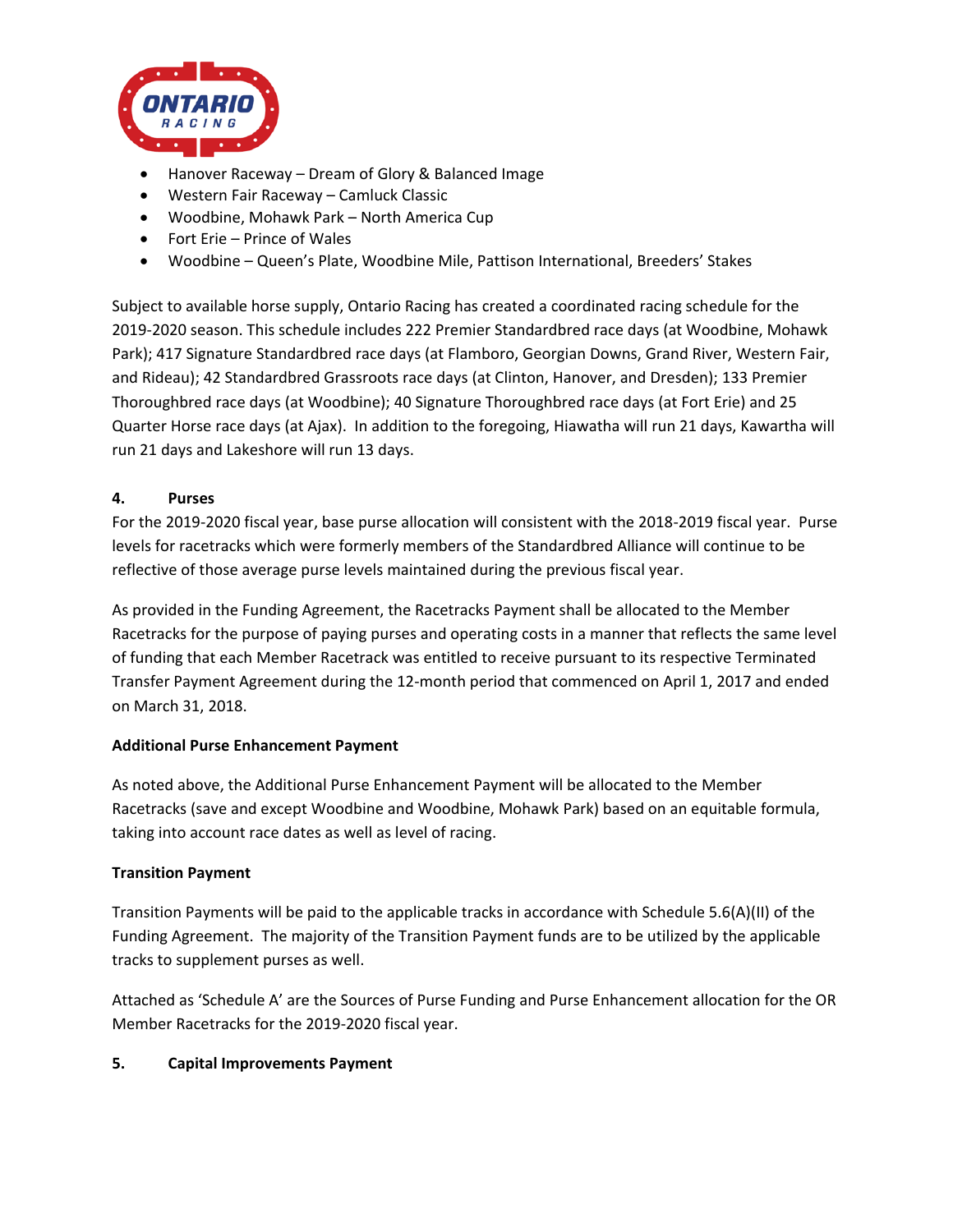- Hanover Raceway – Dream of Glory & Balanced Image
- Western Fair Raceway – Camluck Classic
- Woodbine, Mohawk Park – North America Cup
- Fort Erie – Prince of Wales
- Woodbine – Queen's Plate, Woodbine Mile, Pattison International, Breeders' Stakes

Subject to available horse supply, Ontario Racing has created a coordinated racing schedule for the 2019-2020 season. This schedule includes 222 Premier Standardbred race days (at Woodbine, Mohawk Park); 417 Signature Standardbred race days (at Flamboro, Georgian Downs, Grand River, Western Fair, and Rideau); 42 Standardbred Grassroots race days (at Clinton, Hanover, and Dresden); 133 Premier Thoroughbred race days (at Woodbine); 40 Signature Thoroughbred race days (at Fort Erie) and 25 Quarter Horse race days (at Ajax). In addition to the foregoing, Hiawatha will run 21 days, Kawartha will run 21 days and Lakeshore will run 13 days.

**4. Purses**

For the 2019-2020 fiscal year, base purse allocation will consistent with the 2018-2019 fiscal year. Purse levels for racetracks which were formerly members of the Standardbred Alliance will continue to be reflective of those average purse levels maintained during the previous fiscal year.

As provided in the Funding Agreement, the Racetracks Payment shall be allocated to the Member Racetracks for the purpose of paying purses and operating costs in a manner that reflects the same level of funding that each Member Racetrack was entitled to receive pursuant to its respective Terminated Transfer Payment Agreement during the 12-month period that commenced on April 1, 2017 and ended on March 31, 2018.

**Additional Purse Enhancement Payment**

As noted above, the Additional Purse Enhancement Payment will be allocated to the Member Racetracks (save and except Woodbine and Woodbine, Mohawk Park) based on an equitable formula, taking into account race dates as well as level of racing.

**Transition Payment**

Transition Payments will be paid to the applicable tracks in accordance with Schedule 5.6(A)(II) of the Funding Agreement. The majority of the Transition Payment funds are to be utilized by the applicable tracks to supplement purses as well.

Attached as 'Schedule A' are the Sources of Purse Funding and Purse Enhancement allocation for the OR Member Racetracks for the 2019-2020 fiscal year.

**5. Capital Improvements Payment**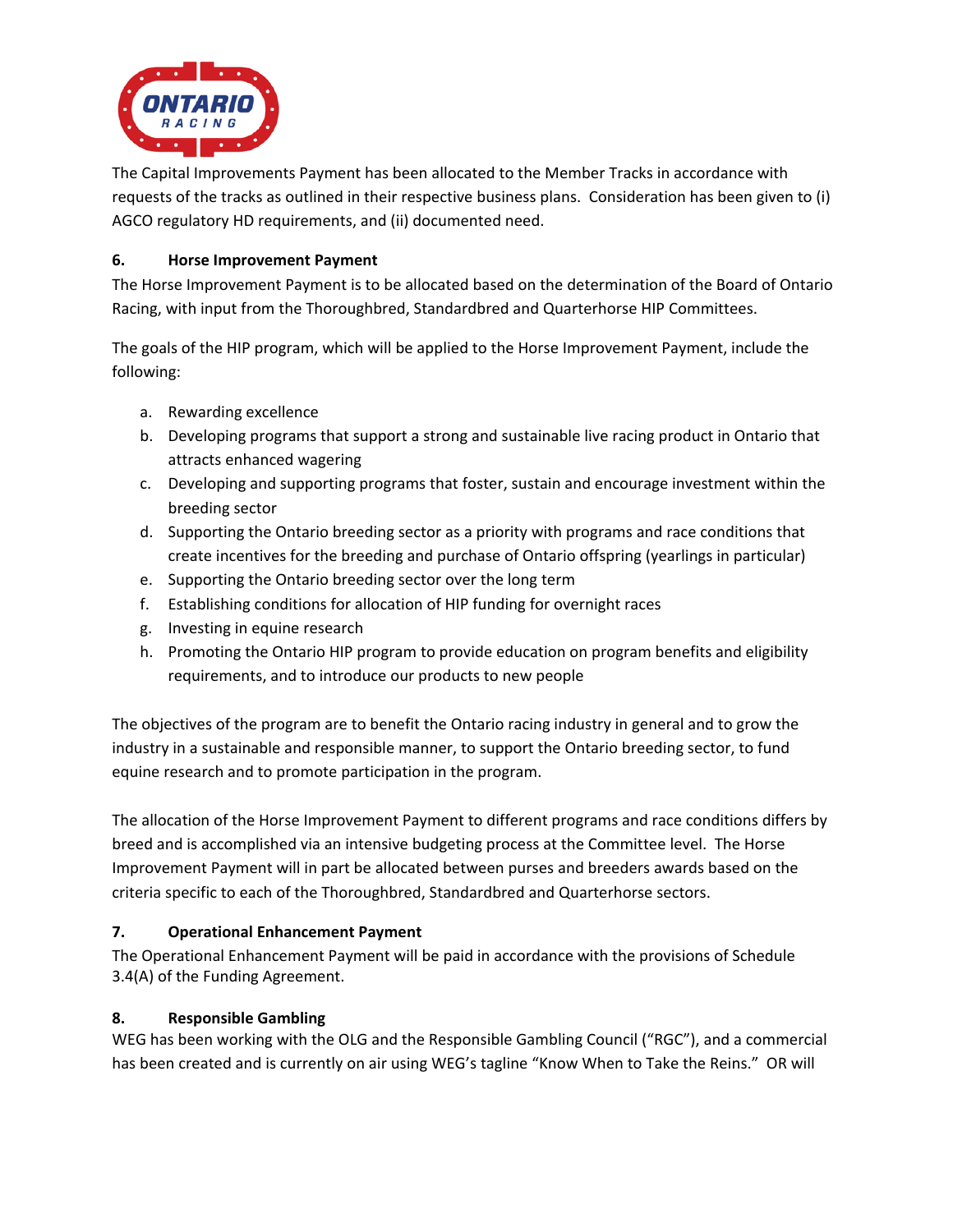The Capital Improvements Payment has been allocated to the Member Tracks in accordance with requests of the tracks as outlined in their respective business plans. Consideration has been given to (i) AGCO regulatory HD requirements, and (ii) documented need.

**6. Horse Improvement Payment**

The Horse Improvement Payment is to be allocated based on the determination of the Board of Ontario Racing, with input from the Thoroughbred, Standardbred and Quarterhorse HIP Committees.

The goals of the HIP program, which will be applied to the Horse Improvement Payment, include the following:

a. Rewarding excellence
b. Developing programs that support a strong and sustainable live racing product in Ontario that attracts enhanced wagering
c. Developing and supporting programs that foster, sustain and encourage investment within the breeding sector
d. Supporting the Ontario breeding sector as a priority with programs and race conditions that create incentives for the breeding and purchase of Ontario offspring (yearlings in particular)
e. Supporting the Ontario breeding sector over the long term
f. Establishing conditions for allocation of HIP funding for overnight races
g. Investing in equine research
h. Promoting the Ontario HIP program to provide education on program benefits and eligibility requirements, and to introduce our products to new people

The objectives of the program are to benefit the Ontario racing industry in general and to grow the industry in a sustainable and responsible manner, to support the Ontario breeding sector, to fund equine research and to promote participation in the program.

The allocation of the Horse Improvement Payment to different programs and race conditions differs by breed and is accomplished via an intensive budgeting process at the Committee level. The Horse Improvement Payment will in part be allocated between purses and breeders awards based on the criteria specific to each of the Thoroughbred, Standardbred and Quarterhorse sectors.

**7. Operational Enhancement Payment**

The Operational Enhancement Payment will be paid in accordance with the provisions of Schedule 3.4(A) of the Funding Agreement.

**8. Responsible Gambling**

WEG has been working with the OLG and the Responsible Gambling Council ("RGC"), and a commercial has been created and is currently on air using WEG's tagline "Know When to Take the Reins." OR will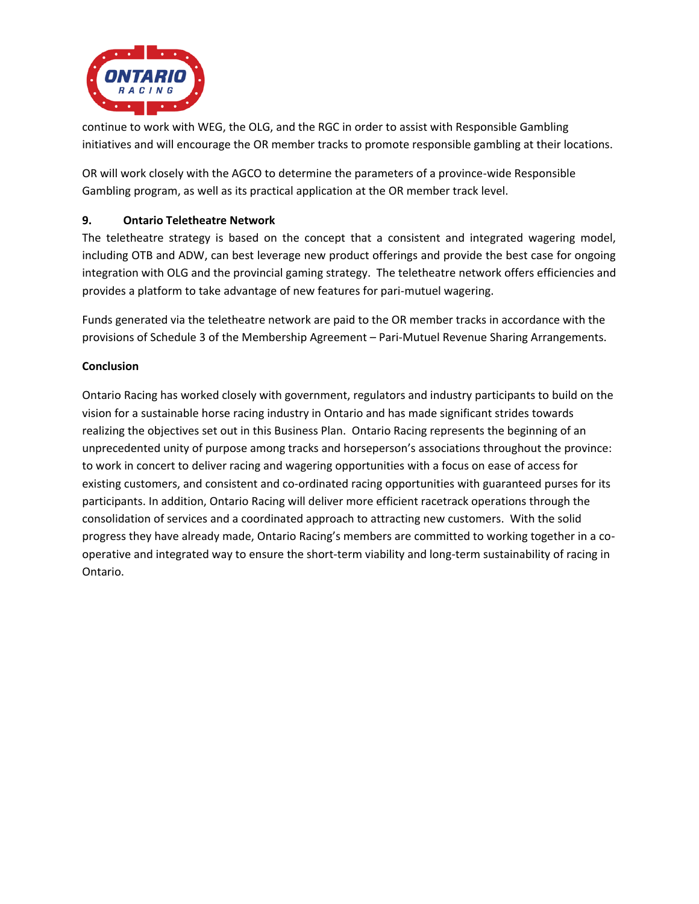continue to work with WEG, the OLG, and the RGC in order to assist with Responsible Gambling initiatives and will encourage the OR member tracks to promote responsible gambling at their locations.

OR will work closely with the AGCO to determine the parameters of a province-wide Responsible Gambling program, as well as its practical application at the OR member track level.

### 9. Ontario Teletheatre Network

The teletheatre strategy is based on the concept that a consistent and integrated wagering model, including OTB and ADW, can best leverage new product offerings and provide the best case for ongoing integration with OLG and the provincial gaming strategy. The teletheatre network offers efficiencies and provides a platform to take advantage of new features for pari-mutuel wagering.

Funds generated via the teletheatre network are paid to the OR member tracks in accordance with the provisions of Schedule 3 of the Membership Agreement – Pari-Mutuel Revenue Sharing Arrangements.

### Conclusion

Ontario Racing has worked closely with government, regulators and industry participants to build on the vision for a sustainable horse racing industry in Ontario and has made significant strides towards realizing the objectives set out in this Business Plan. Ontario Racing represents the beginning of an unprecedented unity of purpose among tracks and horseperson's associations throughout the province: to work in concert to deliver racing and wagering opportunities with a focus on ease of access for existing customers, and consistent and co-ordinated racing opportunities with guaranteed purses for its participants. In addition, Ontario Racing will deliver more efficient racetrack operations through the consolidation of services and a coordinated approach to attracting new customers. With the solid progress they have already made, Ontario Racing's members are committed to working together in a co-operative and integrated way to ensure the short-term viability and long-term sustainability of racing in Ontario.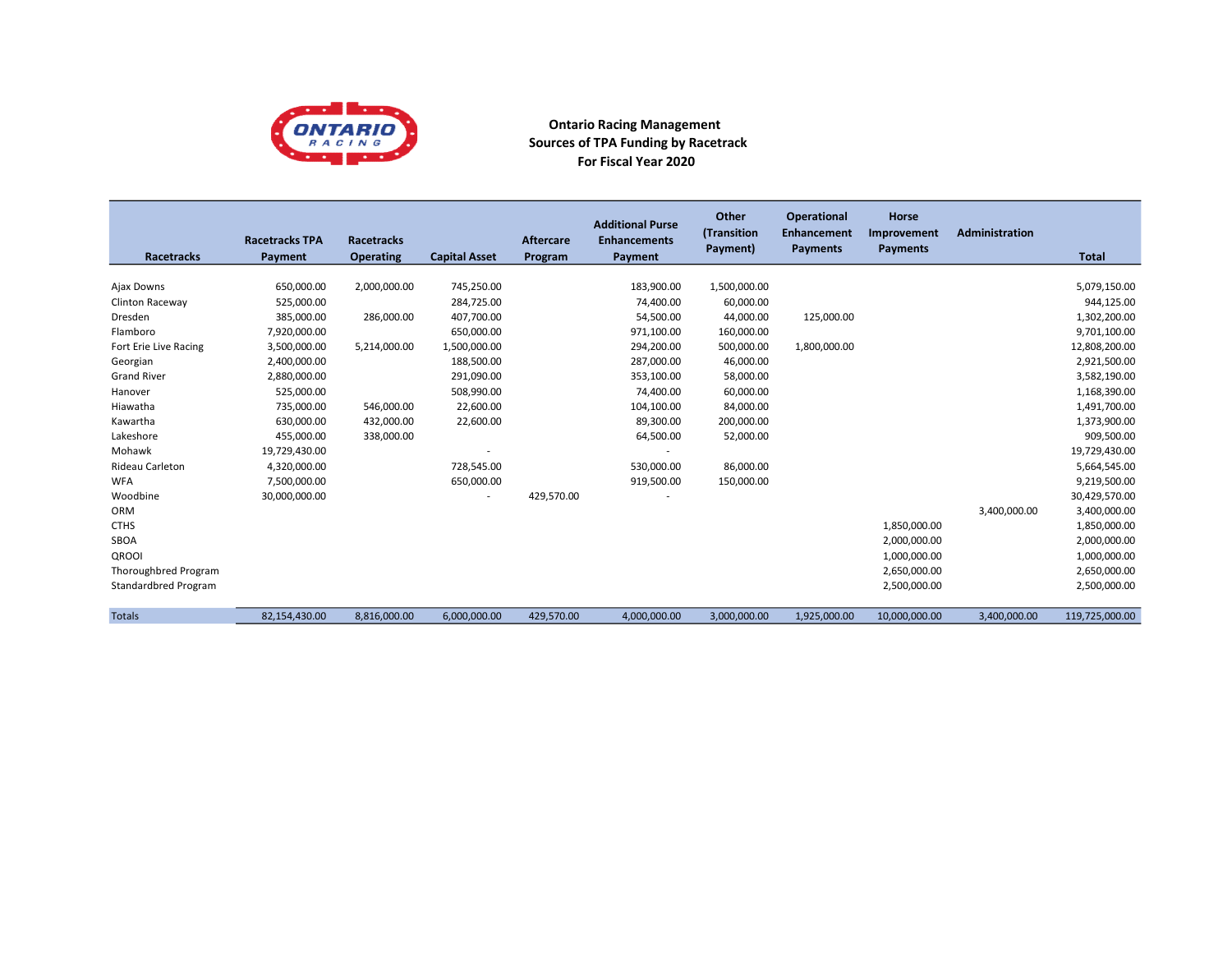**Ontario Racing Management**
**Sources of TPA Funding by Racetrack**
**For Fiscal Year 2020**

| Racetracks | Racetracks TPA Payment | Racetracks Operating | Capital Asset | Aftercare Program | Additional Purse Enhancements Payment | Other (Transition Payment) | Operational Enhancement Payments | Horse Improvement Payments | Administration | Total |
|---|---|---|---|---|---|---|---|---|---|---|
| Ajax Downs | 650,000.00 | 2,000,000.00 | 745,250.00 | | 183,900.00 | 1,500,000.00 | | | | 5,079,150.00 |
| Clinton Raceway | 525,000.00 | | 284,725.00 | | 74,400.00 | 60,000.00 | | | | 944,125.00 |
| Dresden | 385,000.00 | 286,000.00 | 407,700.00 | | 54,500.00 | 44,000.00 | 125,000.00 | | | 1,302,200.00 |
| Flamboro | 7,920,000.00 | | 650,000.00 | | 971,100.00 | 160,000.00 | | | | 9,701,100.00 |
| Fort Erie Live Racing | 3,500,000.00 | 5,214,000.00 | 1,500,000.00 | | 294,200.00 | 500,000.00 | 1,800,000.00 | | | 12,808,200.00 |
| Georgian | 2,400,000.00 | | 188,500.00 | | 287,000.00 | 46,000.00 | | | | 2,921,500.00 |
| Grand River | 2,880,000.00 | | 291,090.00 | | 353,100.00 | 58,000.00 | | | | 3,582,190.00 |
| Hanover | 525,000.00 | | 508,990.00 | | 74,400.00 | 60,000.00 | | | | 1,168,390.00 |
| Hiawatha | 735,000.00 | 546,000.00 | 22,600.00 | | 104,100.00 | 84,000.00 | | | | 1,491,700.00 |
| Kawartha | 630,000.00 | 432,000.00 | 22,600.00 | | 89,300.00 | 200,000.00 | | | | 1,373,900.00 |
| Lakeshore | 455,000.00 | 338,000.00 | | | 64,500.00 | 52,000.00 | | | | 909,500.00 |
| Mohawk | 19,729,430.00 | | - | | - | | | | | 19,729,430.00 |
| Rideau Carleton | 4,320,000.00 | | 728,545.00 | | 530,000.00 | 86,000.00 | | | | 5,664,545.00 |
| WFA | 7,500,000.00 | | 650,000.00 | | 919,500.00 | 150,000.00 | | | | 9,219,500.00 |
| Woodbine | 30,000,000.00 | | - | 429,570.00 | - | | | | | 30,429,570.00 |
| ORM | | | | | | | | | 3,400,000.00 | 3,400,000.00 |
| CTHS | | | | | | | | 1,850,000.00 | | 1,850,000.00 |
| SBOA | | | | | | | | 2,000,000.00 | | 2,000,000.00 |
| QROOI | | | | | | | | 1,000,000.00 | | 1,000,000.00 |
| Thoroughbred Program | | | | | | | | 2,650,000.00 | | 2,650,000.00 |
| Standardbred Program | | | | | | | | 2,500,000.00 | | 2,500,000.00 |
| Totals | 82,154,430.00 | 8,816,000.00 | 6,000,000.00 | 429,570.00 | 4,000,000.00 | 3,000,000.00 | 1,925,000.00 | 10,000,000.00 | 3,400,000.00 | 119,725,000.00 |